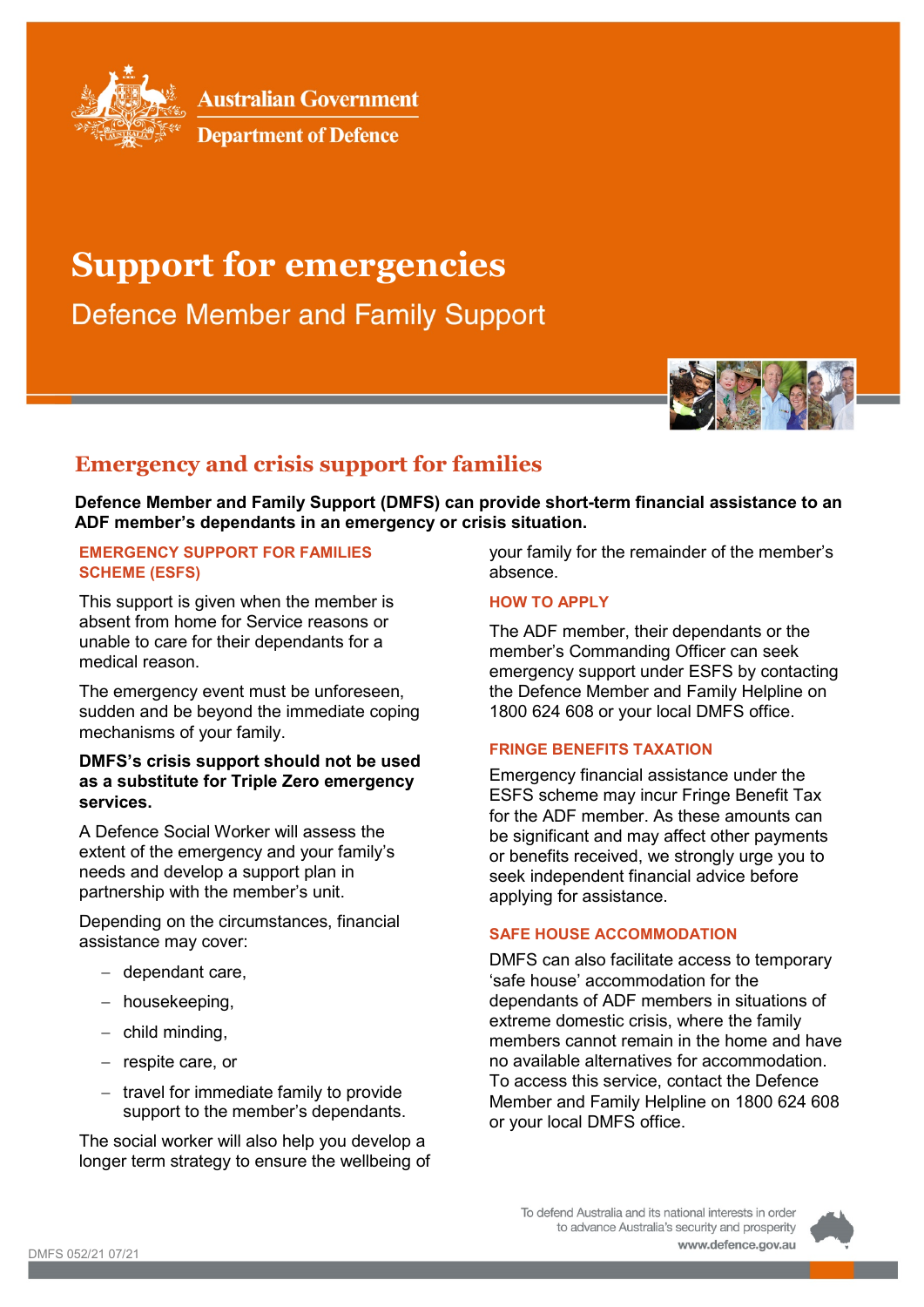Australian Government

Department of Defence

# Support for emergencies

Defence Member and Family Support

## Emergency and crisis support for families

**Defence Member and Family Support (DMFS) can provide short-term financial assistance to an ADF member's dependants in an emergency or crisis situation.**

### EMERGENCY SUPPORT FOR FAMILIES SCHEME (ESFS)

This support is given when the member is absent from home for Service reasons or unable to care for their dependants for a medical reason.

The emergency event must be unforeseen, sudden and be beyond the immediate coping mechanisms of your family.

**DMFS's crisis support should not be used as a substitute for Triple Zero emergency services.**

A Defence Social Worker will assess the extent of the emergency and your family's needs and develop a support plan in partnership with the member's unit.

Depending on the circumstances, financial assistance may cover:

- dependant care,
- housekeeping,
- child minding,
- respite care, or
- travel for immediate family to provide support to the member's dependants.

The social worker will also help you develop a longer term strategy to ensure the wellbeing of your family for the remainder of the member's absence.

### HOW TO APPLY

The ADF member, their dependants or the member's Commanding Officer can seek emergency support under ESFS by contacting the Defence Member and Family Helpline on 1800 624 608 or your local DMFS office.

### FRINGE BENEFITS TAXATION

Emergency financial assistance under the ESFS scheme may incur Fringe Benefit Tax for the ADF member. As these amounts can be significant and may affect other payments or benefits received, we strongly urge you to seek independent financial advice before applying for assistance.

### SAFE HOUSE ACCOMMODATION

DMFS can also facilitate access to temporary 'safe house' accommodation for the dependants of ADF members in situations of extreme domestic crisis, where the family members cannot remain in the home and have no available alternatives for accommodation. To access this service, contact the Defence Member and Family Helpline on 1800 624 608 or your local DMFS office.

DMFS 052/21 07/21

To defend Australia and its national interests in order to advance Australia's security and prosperity

www.defence.gov.au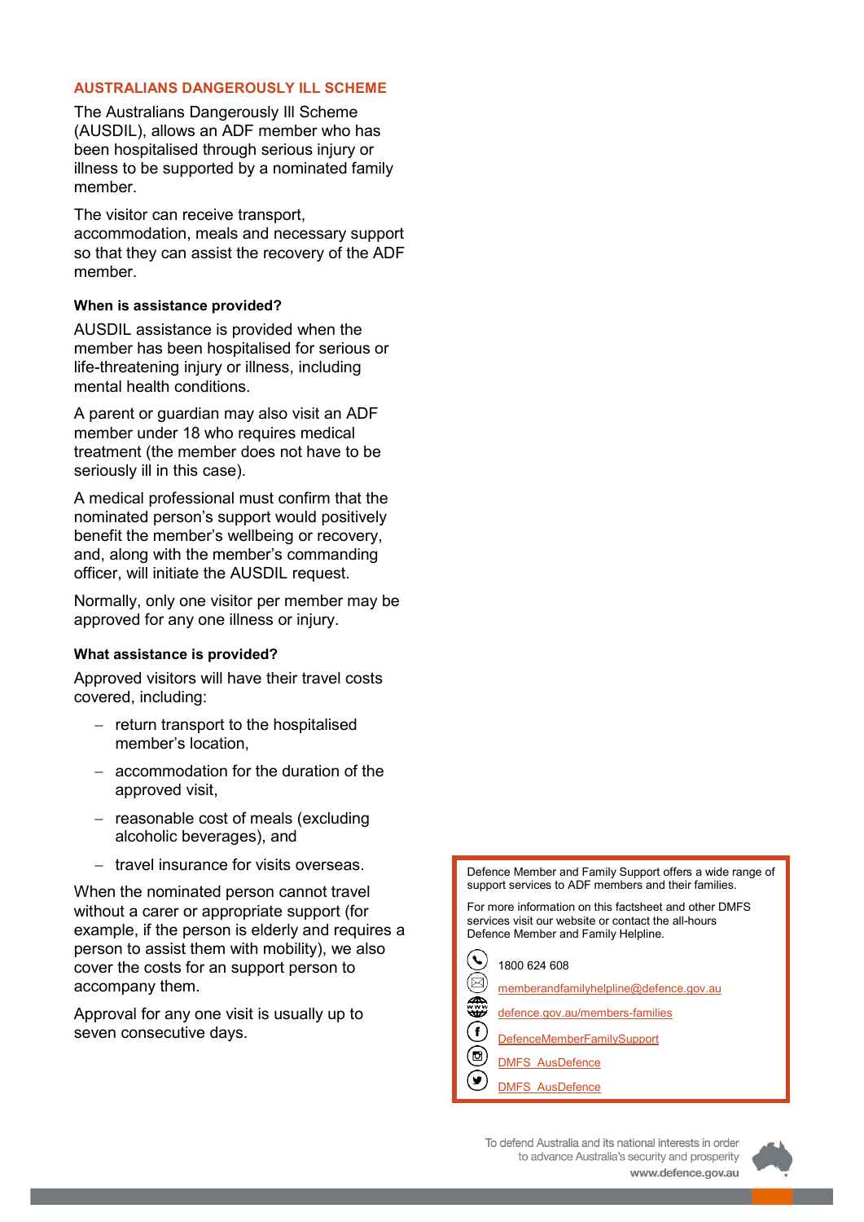## AUSTRALIANS DANGEROUSLY ILL SCHEME

The Australians Dangerously Ill Scheme (AUSDIL), allows an ADF member who has been hospitalised through serious injury or illness to be supported by a nominated family member.

The visitor can receive transport, accommodation, meals and necessary support so that they can assist the recovery of the ADF member.

### When is assistance provided?

AUSDIL assistance is provided when the member has been hospitalised for serious or life-threatening injury or illness, including mental health conditions.

A parent or guardian may also visit an ADF member under 18 who requires medical treatment (the member does not have to be seriously ill in this case).

A medical professional must confirm that the nominated person's support would positively benefit the member's wellbeing or recovery, and, along with the member's commanding officer, will initiate the AUSDIL request.

Normally, only one visitor per member may be approved for any one illness or injury.

### What assistance is provided?

Approved visitors will have their travel costs covered, including:

- return transport to the hospitalised member's location,
- accommodation for the duration of the approved visit,
- reasonable cost of meals (excluding alcoholic beverages), and
- travel insurance for visits overseas.

When the nominated person cannot travel without a carer or appropriate support (for example, if the person is elderly and requires a person to assist them with mobility), we also cover the costs for an support person to accompany them.

Approval for any one visit is usually up to seven consecutive days.

Defence Member and Family Support offers a wide range of support services to ADF members and their families.

For more information on this factsheet and other DMFS services visit our website or contact the all-hours Defence Member and Family Helpline.

- 1800 624 608
- memberandfamilyhelpline@defence.gov.au
- defence.gov.au/members-families
- DefenceMemberFamilySupport
- DMFS_AusDefence
- DMFS_AusDefence

To defend Australia and its national interests in order to advance Australia's security and prosperity
www.defence.gov.au